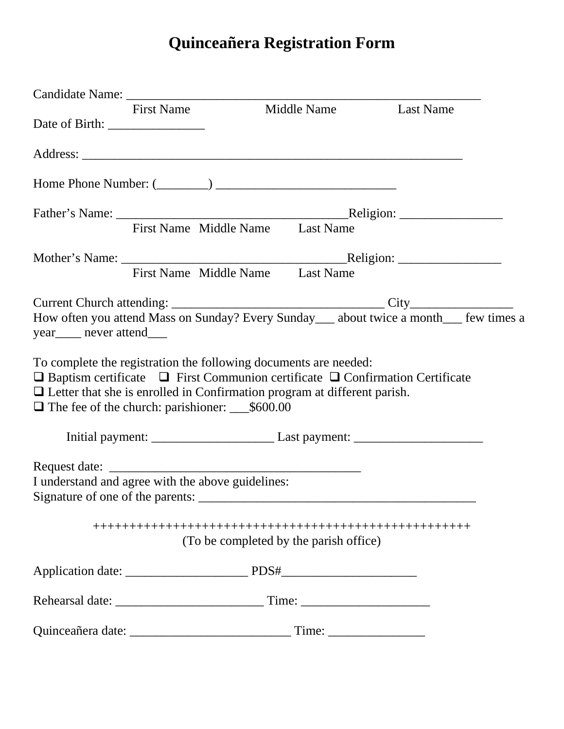# Quinceañera Registration Form

Candidate Name: ______________________________________________________

First Name Middle Name Last Name

Date of Birth: _______________

Address: ___________________________________________________________

Home Phone Number: (________) ____________________________

Father's Name: ___________________________________Religion: ________________

First Name Middle Name Last Name

Mother's Name: __________________________________Religion: ________________

First Name Middle Name Last Name

Current Church attending: ________________________________ City________________

How often you attend Mass on Sunday? Every Sunday___ about twice a month___ few times a year____ never attend___

To complete the registration the following documents are needed:

- ❑ Baptism certificate ❑ First Communion certificate ❑ Confirmation Certificate
- ❑ Letter that she is enrolled in Confirmation program at different parish.
- ❑ The fee of the church: parishioner: ___$600.00

Initial payment: ___________________ Last payment: ____________________

Request date: _______________________________________

I understand and agree with the above guidelines:

Signature of one of the parents: ___________________________________________

++++++++++++++++++++++++++++++++++++++++++++++++++++++

(To be completed by the parish office)

Application date: ___________________ PDS#_____________________

Rehearsal date: _______________________ Time: ____________________

Quinceañera date: _________________________ Time: _______________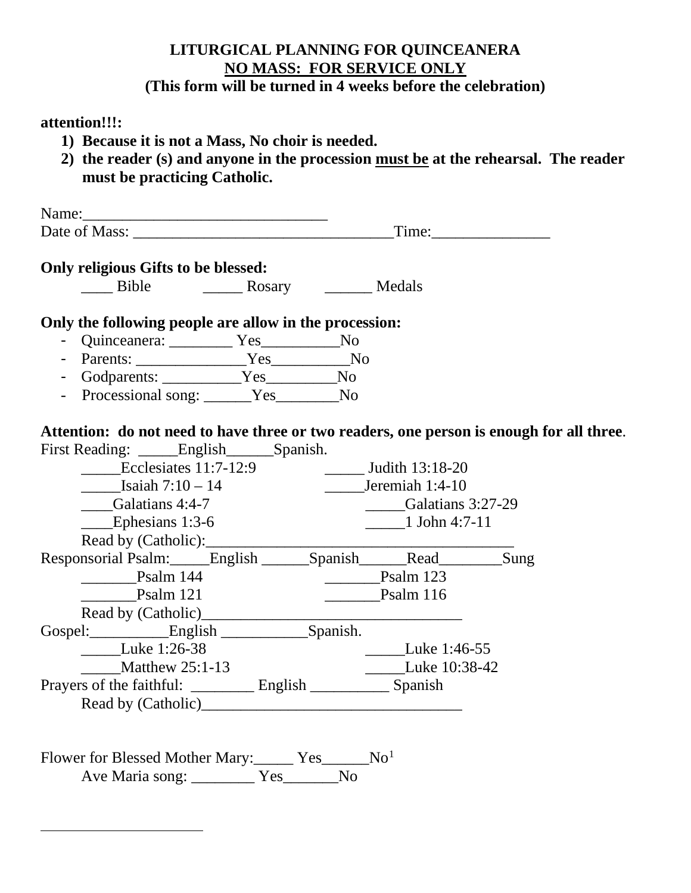**LITURGICAL PLANNING FOR QUINCEANERA**
**NO MASS: FOR SERVICE ONLY**
**(This form will be turned in 4 weeks before the celebration)**

**attention!!!:**

1) **Because it is not a Mass, No choir is needed.**
2) **the reader (s) and anyone in the procession must be at the rehearsal. The reader must be practicing Catholic.**

Name:_______________________________
Date of Mass: _________________________________Time:_______________

**Only religious Gifts to be blessed:**

____ Bible _____ Rosary ______ Medals

**Only the following people are allow in the procession:**

- Quinceanera: ________ Yes__________No
- Parents: ______________Yes__________No
- Godparents: __________Yes_________No
- Processional song: ______Yes________No

**Attention: do not need to have three or two readers, one person is enough for all three**.

First Reading: _____English______Spanish.

_____Ecclesiates 11:7-12:9 _____ Judith 13:18-20
_____Isaiah 7:10 – 14 _____Jeremiah 1:4-10
____Galatians 4:4-7 _____Galatians 3:27-29
____Ephesians 1:3-6 _____1 John 4:7-11
Read by (Catholic):_______________________________________

Responsorial Psalm:_____English ______Spanish______Read________Sung

_______Psalm 144 _______Psalm 123
_______Psalm 121 _______Psalm 116
Read by (Catholic)_________________________________

Gospel:__________English ___________Spanish.

_____Luke 1:26-38 _____Luke 1:46-55
_____Matthew 25:1-13 _____Luke 10:38-42

Prayers of the faithful: ________ English __________ Spanish
Read by (Catholic)_________________________________

Flower for Blessed Mother Mary:_____ Yes______No[1]
Ave Maria song: ________ Yes_______No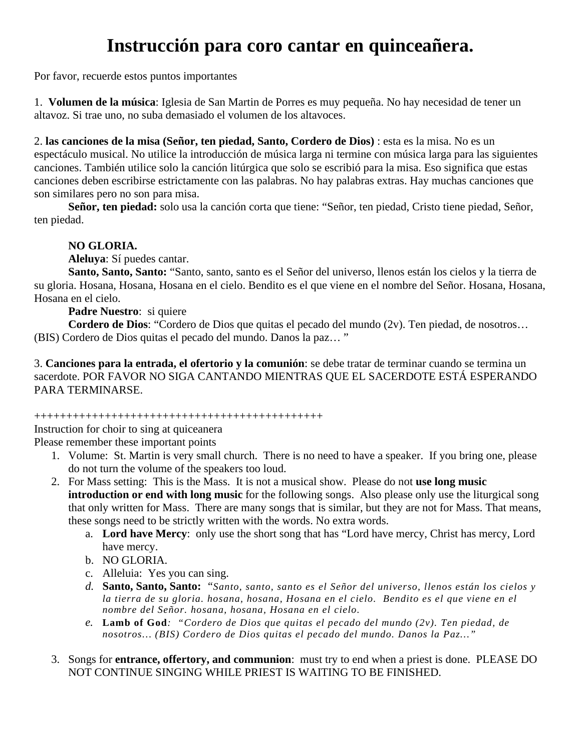# Instrucción para coro cantar en quinceañera.

Por favor, recuerde estos puntos importantes

1. **Volumen de la música**: Iglesia de San Martin de Porres es muy pequeña. No hay necesidad de tener un altavoz. Si trae uno, no suba demasiado el volumen de los altavoces.

2. **las canciones de la misa (Señor, ten piedad, Santo, Cordero de Dios)** : esta es la misa. No es un espectáculo musical. No utilice la introducción de música larga ni termine con música larga para las siguientes canciones. También utilice solo la canción litúrgica que solo se escribió para la misa. Eso significa que estas canciones deben escribirse estrictamente con las palabras. No hay palabras extras. Hay muchas canciones que son similares pero no son para misa.

   **Señor, ten piedad:** solo usa la canción corta que tiene: "Señor, ten piedad, Cristo tiene piedad, Señor, ten piedad.

   **NO GLORIA.**

   **Aleluya**: Sí puedes cantar.

   **Santo, Santo, Santo:** "Santo, santo, santo es el Señor del universo, llenos están los cielos y la tierra de su gloria. Hosana, Hosana, Hosana en el cielo. Bendito es el que viene en el nombre del Señor. Hosana, Hosana, Hosana en el cielo.

   **Padre Nuestro**: si quiere

   **Cordero de Dios**: "Cordero de Dios que quitas el pecado del mundo (2v). Ten piedad, de nosotros… (BIS) Cordero de Dios quitas el pecado del mundo. Danos la paz… "

3. **Canciones para la entrada, el ofertorio y la comunión**: se debe tratar de terminar cuando se termina un sacerdote. POR FAVOR NO SIGA CANTANDO MIENTRAS QUE EL SACERDOTE ESTÁ ESPERANDO PARA TERMINARSE.

+++++++++++++++++++++++++++++++++++++++++++++

Instruction for choir to sing at quiceanera

Please remember these important points

1. Volume: St. Martin is very small church. There is no need to have a speaker. If you bring one, please do not turn the volume of the speakers too loud.
2. For Mass setting: This is the Mass. It is not a musical show. Please do not **use long music introduction or end with long music** for the following songs. Also please only use the liturgical song that only written for Mass. There are many songs that is similar, but they are not for Mass. That means, these songs need to be strictly written with the words. No extra words.
   a. **Lord have Mercy**: only use the short song that has "Lord have mercy, Christ has mercy, Lord have mercy.
   b. NO GLORIA.
   c. Alleluia: Yes you can sing.
   d. **Santo, Santo, Santo:** *"Santo, santo, santo es el Señor del universo, llenos están los cielos y la tierra de su gloria. hosana, hosana, Hosana en el cielo. Bendito es el que viene en el nombre del Señor. hosana, hosana, Hosana en el cielo.*
   e. **Lamb of God**: *"Cordero de Dios que quitas el pecado del mundo (2v). Ten piedad, de nosotros… (BIS) Cordero de Dios quitas el pecado del mundo. Danos la Paz…"*
3. Songs for **entrance, offertory, and communion**: must try to end when a priest is done. PLEASE DO NOT CONTINUE SINGING WHILE PRIEST IS WAITING TO BE FINISHED.